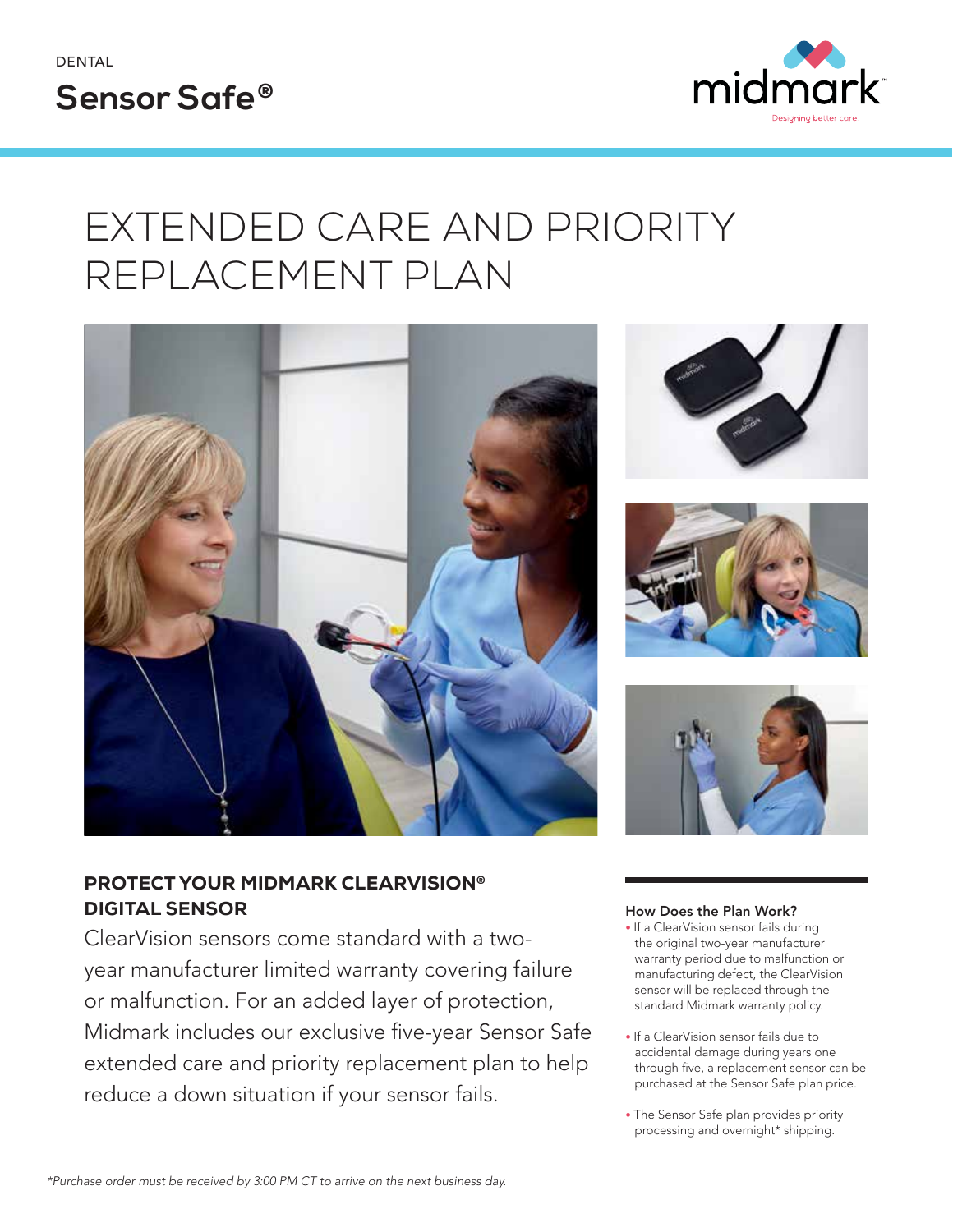DENTAL

**Sensor Safe®**

midmark

Designing better care

# EXTENDED CARE AND PRIORITY REPLACEMENT PLAN

## PROTECT YOUR MIDMARK CLEARVISION® DIGITAL SENSOR

ClearVision sensors come standard with a two-year manufacturer limited warranty covering failure or malfunction. For an added layer of protection, Midmark includes our exclusive five-year Sensor Safe extended care and priority replacement plan to help reduce a down situation if your sensor fails.

### How Does the Plan Work?

- If a ClearVision sensor fails during the original two-year manufacturer warranty period due to malfunction or manufacturing defect, the ClearVision sensor will be replaced through the standard Midmark warranty policy.
- If a ClearVision sensor fails due to accidental damage during years one through five, a replacement sensor can be purchased at the Sensor Safe plan price.
- The Sensor Safe plan provides priority processing and overnight* shipping.

*Purchase order must be received by 3:00 PM CT to arrive on the next business day.*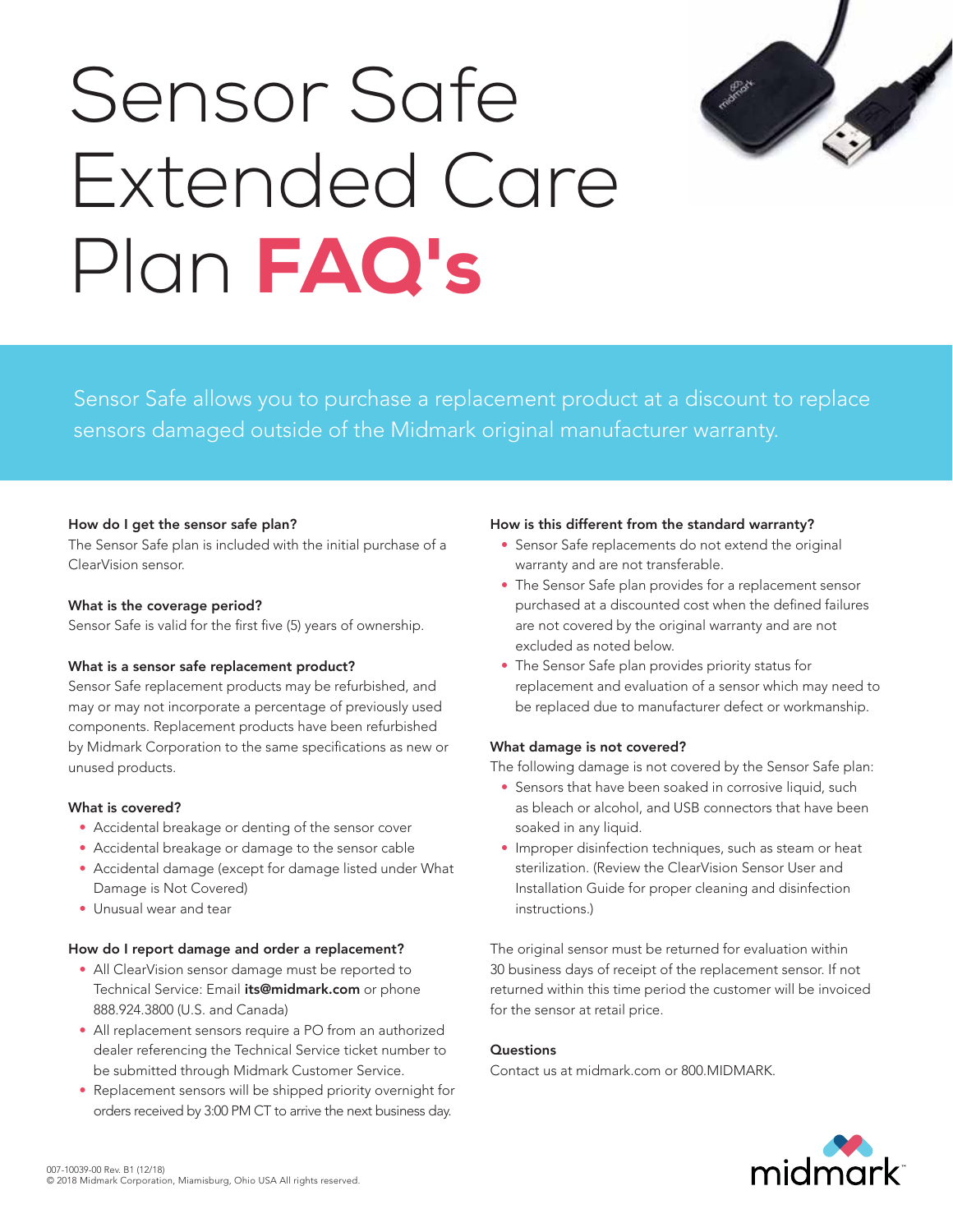# Sensor Safe Extended Care Plan **FAQ's**

Sensor Safe allows you to purchase a replacement product at a discount to replace sensors damaged outside of the Midmark original manufacturer warranty.

**How do I get the sensor safe plan?**

The Sensor Safe plan is included with the initial purchase of a ClearVision sensor.

**What is the coverage period?**

Sensor Safe is valid for the first five (5) years of ownership.

**What is a sensor safe replacement product?**

Sensor Safe replacement products may be refurbished, and may or may not incorporate a percentage of previously used components. Replacement products have been refurbished by Midmark Corporation to the same specifications as new or unused products.

**What is covered?**

- Accidental breakage or denting of the sensor cover
- Accidental breakage or damage to the sensor cable
- Accidental damage (except for damage listed under What Damage is Not Covered)
- Unusual wear and tear

**How do I report damage and order a replacement?**

- All ClearVision sensor damage must be reported to Technical Service: Email **its@midmark.com** or phone 888.924.3800 (U.S. and Canada)
- All replacement sensors require a PO from an authorized dealer referencing the Technical Service ticket number to be submitted through Midmark Customer Service.
- Replacement sensors will be shipped priority overnight for orders received by 3:00 PM CT to arrive the next business day.

**How is this different from the standard warranty?**

- Sensor Safe replacements do not extend the original warranty and are not transferable.
- The Sensor Safe plan provides for a replacement sensor purchased at a discounted cost when the defined failures are not covered by the original warranty and are not excluded as noted below.
- The Sensor Safe plan provides priority status for replacement and evaluation of a sensor which may need to be replaced due to manufacturer defect or workmanship.

**What damage is not covered?**

The following damage is not covered by the Sensor Safe plan:

- Sensors that have been soaked in corrosive liquid, such as bleach or alcohol, and USB connectors that have been soaked in any liquid.
- Improper disinfection techniques, such as steam or heat sterilization. (Review the ClearVision Sensor User and Installation Guide for proper cleaning and disinfection instructions.)

The original sensor must be returned for evaluation within 30 business days of receipt of the replacement sensor. If not returned within this time period the customer will be invoiced for the sensor at retail price.

**Questions**

Contact us at midmark.com or 800.MIDMARK.

007-10039-00 Rev. B1 (12/18)
© 2018 Midmark Corporation, Miamisburg, Ohio USA All rights reserved.